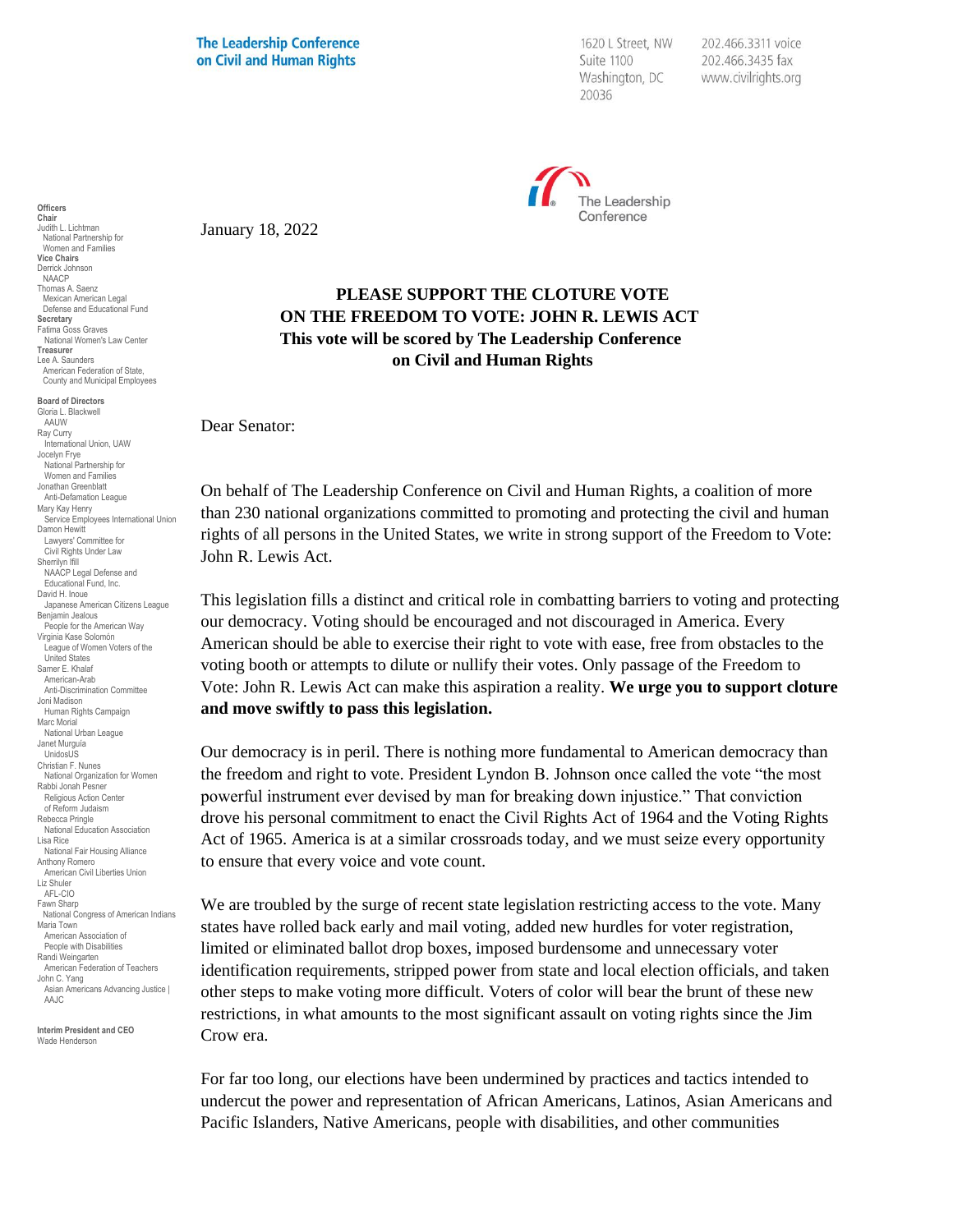**The Leadership Conference on Civil and Human Rights**

1620 L Street, NW
Suite 1100
Washington, DC
20036

202.466.3311 voice
202.466.3435 fax
www.civilrights.org

**Officers**
**Chair**
Judith L. Lichtman
National Partnership for Women and Families
**Vice Chairs**
Derrick Johnson
NAACP
Thomas A. Saenz
Mexican American Legal Defense and Educational Fund
**Secretary**
Fatima Goss Graves
National Women's Law Center
**Treasurer**
Lee A. Saunders
American Federation of State, County and Municipal Employees

**Board of Directors**
Gloria L. Blackwell
AAUW
Ray Curry
International Union, UAW
Jocelyn Frye
National Partnership for Women and Families
Jonathan Greenblatt
Anti-Defamation League
Mary Kay Henry
Service Employees International Union
Damon Hewitt
Lawyers' Committee for Civil Rights Under Law
Sherrilyn Ifill
NAACP Legal Defense and Educational Fund, Inc.
David H. Inoue
Japanese American Citizens League
Benjamin Jealous
People for the American Way
Virginia Kase Solomón
League of Women Voters of the United States
Samer E. Khalaf
American-Arab Anti-Discrimination Committee
Joni Madison
Human Rights Campaign
Marc Morial
National Urban League
Janet Murguía
UnidosUS
Christian F. Nunes
National Organization for Women
Rabbi Jonah Pesner
Religious Action Center of Reform Judaism
Rebecca Pringle
National Education Association
Lisa Rice
National Fair Housing Alliance
Anthony Romero
American Civil Liberties Union
Liz Shuler
AFL-CIO
Fawn Sharp
National Congress of American Indians
Maria Town
American Association of People with Disabilities
Randi Weingarten
American Federation of Teachers
John C. Yang
Asian Americans Advancing Justice | AAJC

**Interim President and CEO**
Wade Henderson

The Leadership Conference

January 18, 2022

**PLEASE SUPPORT THE CLOTURE VOTE ON THE FREEDOM TO VOTE: JOHN R. LEWIS ACT**
**This vote will be scored by The Leadership Conference on Civil and Human Rights**

Dear Senator:

On behalf of The Leadership Conference on Civil and Human Rights, a coalition of more than 230 national organizations committed to promoting and protecting the civil and human rights of all persons in the United States, we write in strong support of the Freedom to Vote: John R. Lewis Act.

This legislation fills a distinct and critical role in combatting barriers to voting and protecting our democracy. Voting should be encouraged and not discouraged in America. Every American should be able to exercise their right to vote with ease, free from obstacles to the voting booth or attempts to dilute or nullify their votes. Only passage of the Freedom to Vote: John R. Lewis Act can make this aspiration a reality. **We urge you to support cloture and move swiftly to pass this legislation.**

Our democracy is in peril. There is nothing more fundamental to American democracy than the freedom and right to vote. President Lyndon B. Johnson once called the vote "the most powerful instrument ever devised by man for breaking down injustice." That conviction drove his personal commitment to enact the Civil Rights Act of 1964 and the Voting Rights Act of 1965. America is at a similar crossroads today, and we must seize every opportunity to ensure that every voice and vote count.

We are troubled by the surge of recent state legislation restricting access to the vote. Many states have rolled back early and mail voting, added new hurdles for voter registration, limited or eliminated ballot drop boxes, imposed burdensome and unnecessary voter identification requirements, stripped power from state and local election officials, and taken other steps to make voting more difficult. Voters of color will bear the brunt of these new restrictions, in what amounts to the most significant assault on voting rights since the Jim Crow era.

For far too long, our elections have been undermined by practices and tactics intended to undercut the power and representation of African Americans, Latinos, Asian Americans and Pacific Islanders, Native Americans, people with disabilities, and other communities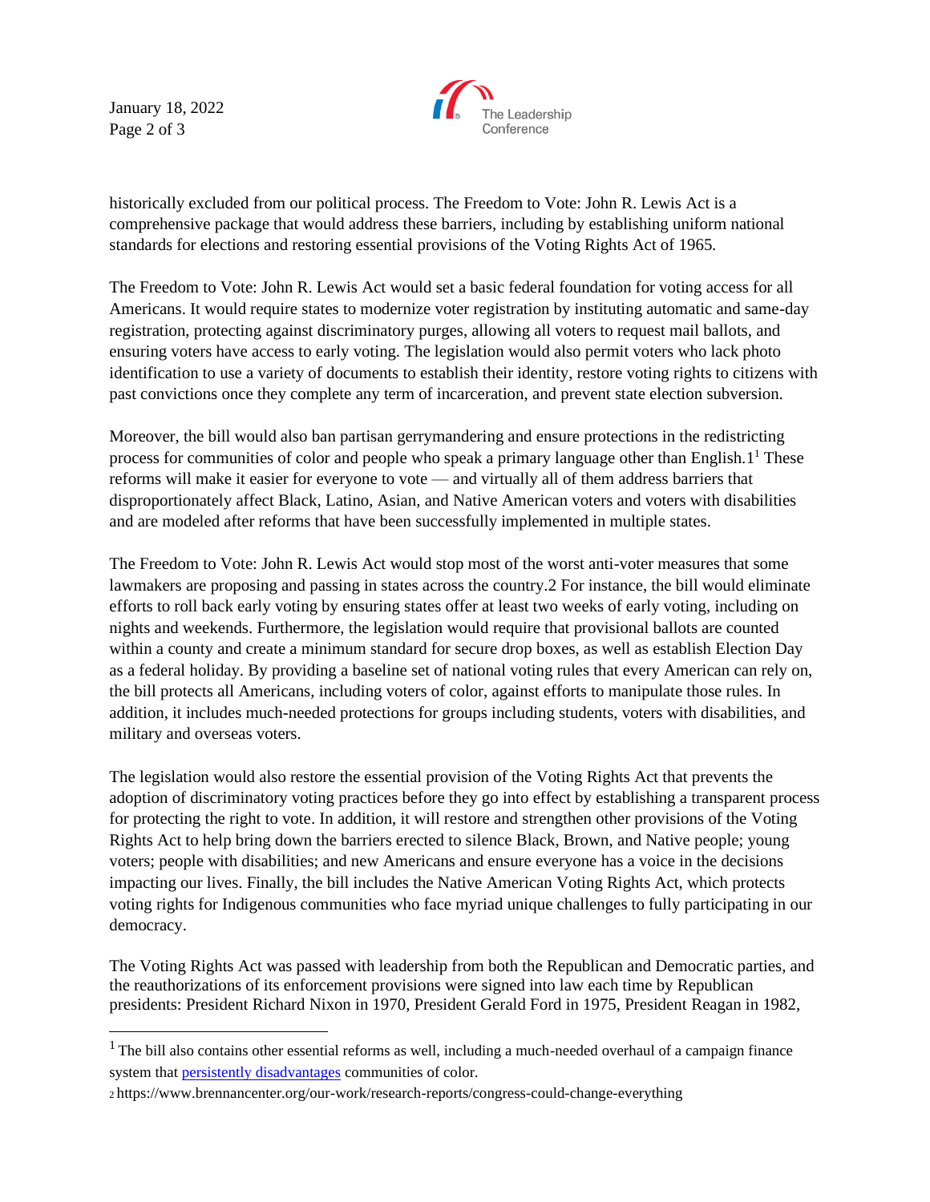historically excluded from our political process. The Freedom to Vote: John R. Lewis Act is a comprehensive package that would address these barriers, including by establishing uniform national standards for elections and restoring essential provisions of the Voting Rights Act of 1965.

The Freedom to Vote: John R. Lewis Act would set a basic federal foundation for voting access for all Americans. It would require states to modernize voter registration by instituting automatic and same-day registration, protecting against discriminatory purges, allowing all voters to request mail ballots, and ensuring voters have access to early voting. The legislation would also permit voters who lack photo identification to use a variety of documents to establish their identity, restore voting rights to citizens with past convictions once they complete any term of incarceration, and prevent state election subversion.

Moreover, the bill would also ban partisan gerrymandering and ensure protections in the redistricting process for communities of color and people who speak a primary language other than English.1[1] These reforms will make it easier for everyone to vote — and virtually all of them address barriers that disproportionately affect Black, Latino, Asian, and Native American voters and voters with disabilities and are modeled after reforms that have been successfully implemented in multiple states.

The Freedom to Vote: John R. Lewis Act would stop most of the worst anti-voter measures that some lawmakers are proposing and passing in states across the country.2 For instance, the bill would eliminate efforts to roll back early voting by ensuring states offer at least two weeks of early voting, including on nights and weekends. Furthermore, the legislation would require that provisional ballots are counted within a county and create a minimum standard for secure drop boxes, as well as establish Election Day as a federal holiday. By providing a baseline set of national voting rules that every American can rely on, the bill protects all Americans, including voters of color, against efforts to manipulate those rules. In addition, it includes much-needed protections for groups including students, voters with disabilities, and military and overseas voters.

The legislation would also restore the essential provision of the Voting Rights Act that prevents the adoption of discriminatory voting practices before they go into effect by establishing a transparent process for protecting the right to vote. In addition, it will restore and strengthen other provisions of the Voting Rights Act to help bring down the barriers erected to silence Black, Brown, and Native people; young voters; people with disabilities; and new Americans and ensure everyone has a voice in the decisions impacting our lives. Finally, the bill includes the Native American Voting Rights Act, which protects voting rights for Indigenous communities who face myriad unique challenges to fully participating in our democracy.

The Voting Rights Act was passed with leadership from both the Republican and Democratic parties, and the reauthorizations of its enforcement provisions were signed into law each time by Republican presidents: President Richard Nixon in 1970, President Gerald Ford in 1975, President Reagan in 1982,

---

[1] The bill also contains other essential reforms as well, including a much-needed overhaul of a campaign finance system that persistently disadvantages communities of color.

[2] https://www.brennancenter.org/our-work/research-reports/congress-could-change-everything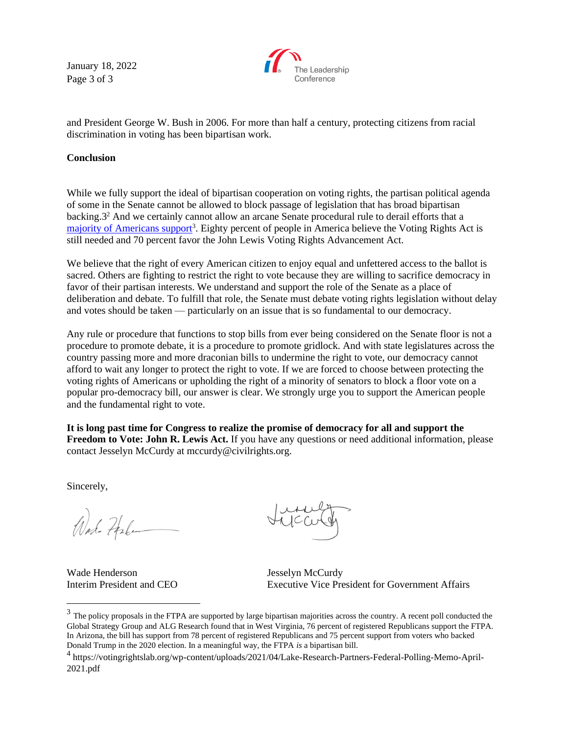and President George W. Bush in 2006. For more than half a century, protecting citizens from racial discrimination in voting has been bipartisan work.

**Conclusion**

While we fully support the ideal of bipartisan cooperation on voting rights, the partisan political agenda of some in the Senate cannot be allowed to block passage of legislation that has broad bipartisan backing.3[2] And we certainly cannot allow an arcane Senate procedural rule to derail efforts that a majority of Americans support[3]. Eighty percent of people in America believe the Voting Rights Act is still needed and 70 percent favor the John Lewis Voting Rights Advancement Act.

We believe that the right of every American citizen to enjoy equal and unfettered access to the ballot is sacred. Others are fighting to restrict the right to vote because they are willing to sacrifice democracy in favor of their partisan interests. We understand and support the role of the Senate as a place of deliberation and debate. To fulfill that role, the Senate must debate voting rights legislation without delay and votes should be taken — particularly on an issue that is so fundamental to our democracy.

Any rule or procedure that functions to stop bills from ever being considered on the Senate floor is not a procedure to promote debate, it is a procedure to promote gridlock. And with state legislatures across the country passing more and more draconian bills to undermine the right to vote, our democracy cannot afford to wait any longer to protect the right to vote. If we are forced to choose between protecting the voting rights of Americans or upholding the right of a minority of senators to block a floor vote on a popular pro-democracy bill, our answer is clear. We strongly urge you to support the American people and the fundamental right to vote.

**It is long past time for Congress to realize the promise of democracy for all and support the Freedom to Vote: John R. Lewis Act.** If you have any questions or need additional information, please contact Jesselyn McCurdy at mccurdy@civilrights.org.

Sincerely,

Wade Henderson
Interim President and CEO

Jesselyn McCurdy
Executive Vice President for Government Affairs

[3] The policy proposals in the FTPA are supported by large bipartisan majorities across the country. A recent poll conducted the Global Strategy Group and ALG Research found that in West Virginia, 76 percent of registered Republicans support the FTPA. In Arizona, the bill has support from 78 percent of registered Republicans and 75 percent support from voters who backed Donald Trump in the 2020 election. In a meaningful way, the FTPA *is* a bipartisan bill.

[4] https://votingrightslab.org/wp-content/uploads/2021/04/Lake-Research-Partners-Federal-Polling-Memo-April-2021.pdf